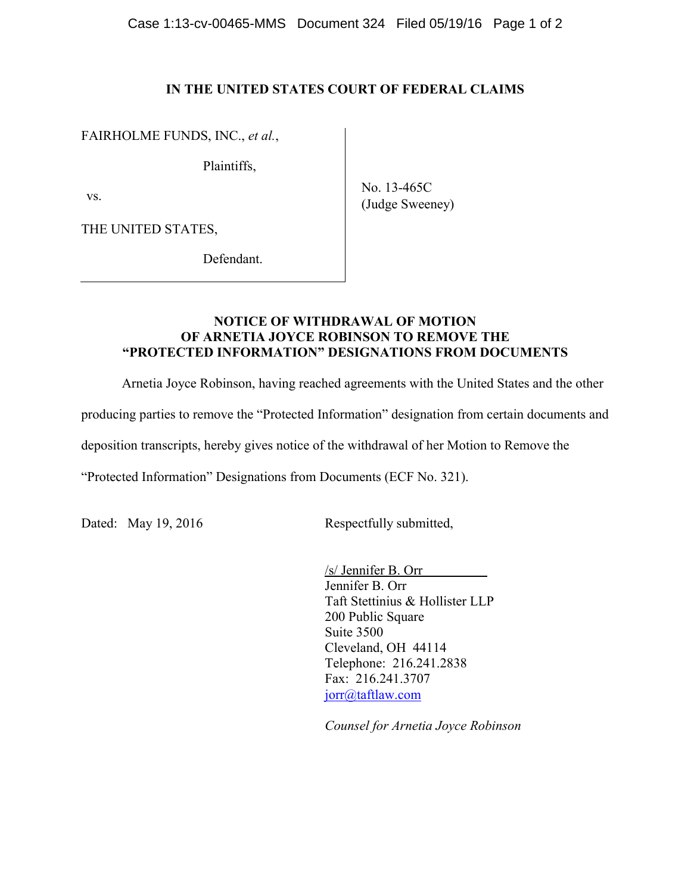**IN THE UNITED STATES COURT OF FEDERAL CLAIMS**

| | |
|---|---|
| FAIRHOLME FUNDS, INC., *et al.*,<br><br>Plaintiffs,<br><br>vs.<br><br>THE UNITED STATES,<br><br>Defendant. | No. 13-465C<br>(Judge Sweeney) |

**NOTICE OF WITHDRAWAL OF MOTION OF ARNETIA JOYCE ROBINSON TO REMOVE THE "PROTECTED INFORMATION" DESIGNATIONS FROM DOCUMENTS**

Arnetia Joyce Robinson, having reached agreements with the United States and the other producing parties to remove the "Protected Information" designation from certain documents and deposition transcripts, hereby gives notice of the withdrawal of her Motion to Remove the "Protected Information" Designations from Documents (ECF No. 321).

Dated: May 19, 2016

Respectfully submitted,

/s/ Jennifer B. Orr
Jennifer B. Orr
Taft Stettinius & Hollister LLP
200 Public Square
Suite 3500
Cleveland, OH 44114
Telephone: 216.241.2838
Fax: 216.241.3707
jorr@taftlaw.com

*Counsel for Arnetia Joyce Robinson*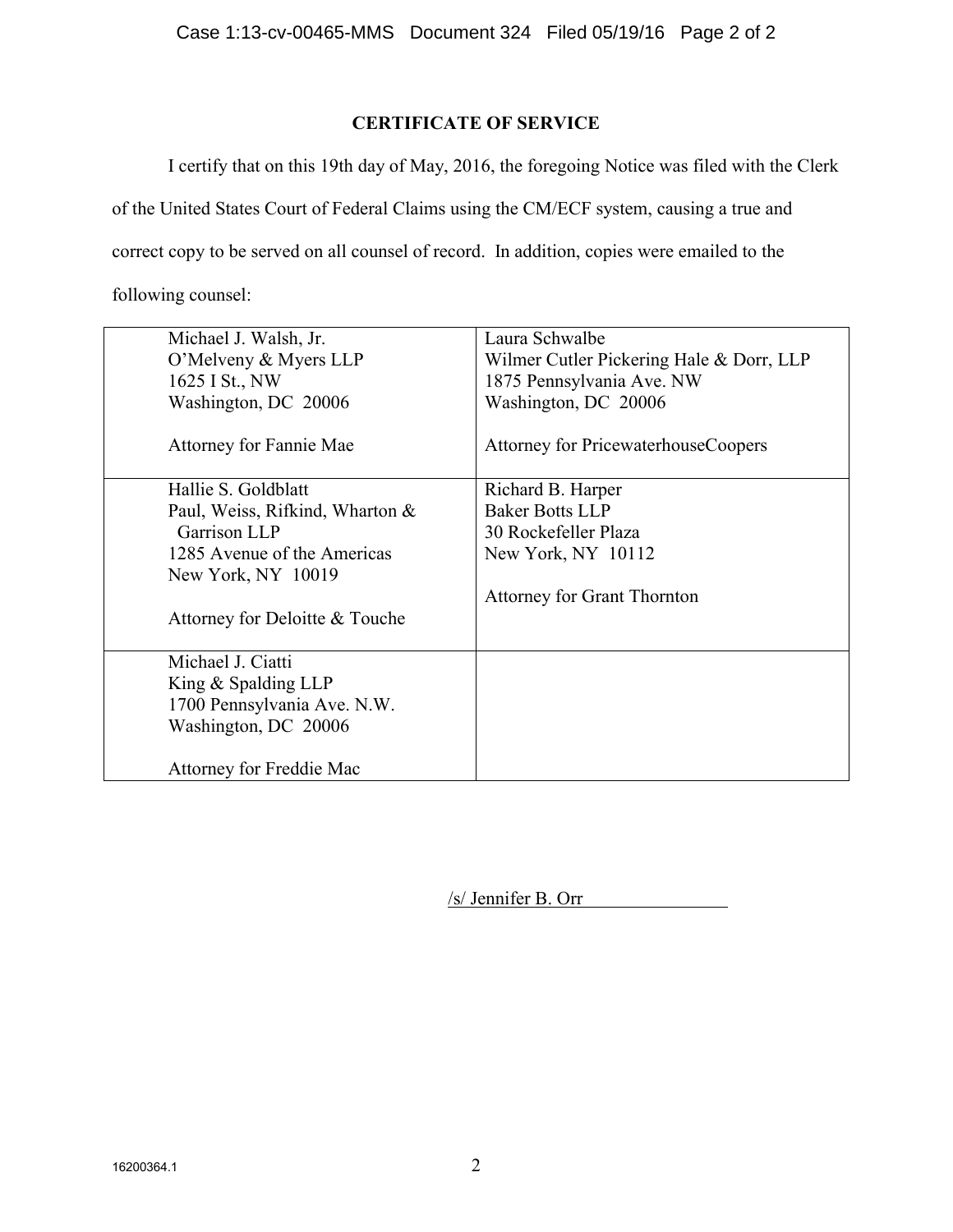**CERTIFICATE OF SERVICE**

I certify that on this 19th day of May, 2016, the foregoing Notice was filed with the Clerk of the United States Court of Federal Claims using the CM/ECF system, causing a true and correct copy to be served on all counsel of record. In addition, copies were emailed to the following counsel:

| | |
|---|---|
| Michael J. Walsh, Jr.<br>O'Melveny & Myers LLP<br>1625 I St., NW<br>Washington, DC 20006<br><br>Attorney for Fannie Mae | Laura Schwalbe<br>Wilmer Cutler Pickering Hale & Dorr, LLP<br>1875 Pennsylvania Ave. NW<br>Washington, DC 20006<br><br>Attorney for PricewaterhouseCoopers |
| Hallie S. Goldblatt<br>Paul, Weiss, Rifkind, Wharton & Garrison LLP<br>1285 Avenue of the Americas<br>New York, NY 10019<br><br>Attorney for Deloitte & Touche | Richard B. Harper<br>Baker Botts LLP<br>30 Rockefeller Plaza<br>New York, NY 10112<br><br>Attorney for Grant Thornton |
| Michael J. Ciatti<br>King & Spalding LLP<br>1700 Pennsylvania Ave. N.W.<br>Washington, DC 20006<br><br>Attorney for Freddie Mac | |

/s/ Jennifer B. Orr

16200364.1